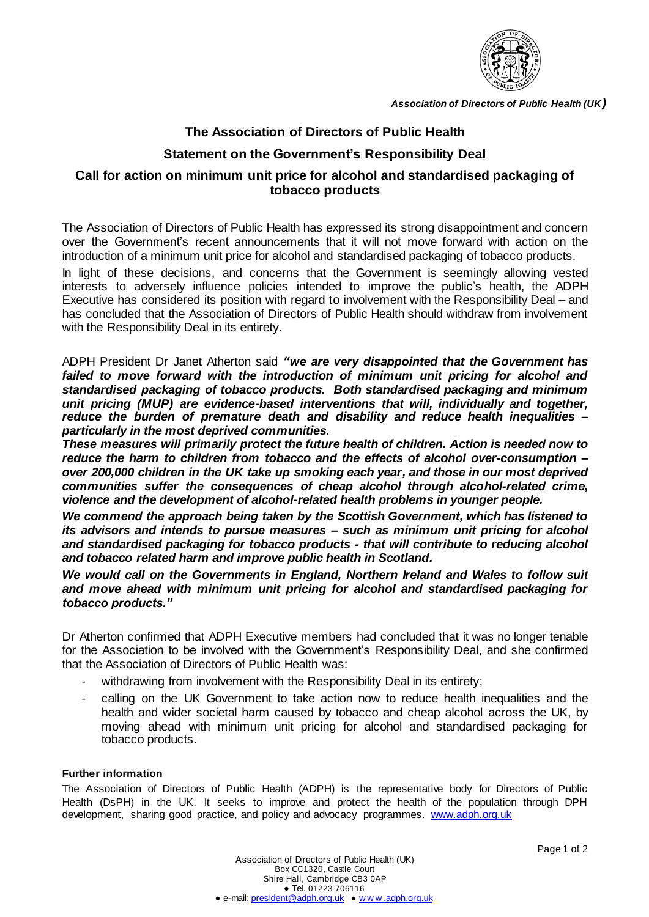*Association of Directors of Public Health (UK)*

# The Association of Directors of Public Health

## Statement on the Government's Responsibility Deal

## Call for action on minimum unit price for alcohol and standardised packaging of tobacco products

The Association of Directors of Public Health has expressed its strong disappointment and concern over the Government's recent announcements that it will not move forward with action on the introduction of a minimum unit price for alcohol and standardised packaging of tobacco products.

In light of these decisions, and concerns that the Government is seemingly allowing vested interests to adversely influence policies intended to improve the public's health, the ADPH Executive has considered its position with regard to involvement with the Responsibility Deal – and has concluded that the Association of Directors of Public Health should withdraw from involvement with the Responsibility Deal in its entirety.

ADPH President Dr Janet Atherton said ***"we are very disappointed that the Government has failed to move forward with the introduction of minimum unit pricing for alcohol and standardised packaging of tobacco products. Both standardised packaging and minimum unit pricing (MUP) are evidence-based interventions that will, individually and together, reduce the burden of premature death and disability and reduce health inequalities – particularly in the most deprived communities.***

***These measures will primarily protect the future health of children. Action is needed now to reduce the harm to children from tobacco and the effects of alcohol over-consumption – over 200,000 children in the UK take up smoking each year, and those in our most deprived communities suffer the consequences of cheap alcohol through alcohol-related crime, violence and the development of alcohol-related health problems in younger people.***

***We commend the approach being taken by the Scottish Government, which has listened to its advisors and intends to pursue measures – such as minimum unit pricing for alcohol and standardised packaging for tobacco products - that will contribute to reducing alcohol and tobacco related harm and improve public health in Scotland.***

***We would call on the Governments in England, Northern Ireland and Wales to follow suit and move ahead with minimum unit pricing for alcohol and standardised packaging for tobacco products."***

Dr Atherton confirmed that ADPH Executive members had concluded that it was no longer tenable for the Association to be involved with the Government's Responsibility Deal, and she confirmed that the Association of Directors of Public Health was:

- withdrawing from involvement with the Responsibility Deal in its entirety;
- calling on the UK Government to take action now to reduce health inequalities and the health and wider societal harm caused by tobacco and cheap alcohol across the UK, by moving ahead with minimum unit pricing for alcohol and standardised packaging for tobacco products.

**Further information**

The Association of Directors of Public Health (ADPH) is the representative body for Directors of Public Health (DsPH) in the UK. It seeks to improve and protect the health of the population through DPH development, sharing good practice, and policy and advocacy programmes. www.adph.org.uk

Association of Directors of Public Health (UK)
Box CC1320, Castle Court
Shire Hall, Cambridge CB3 0AP
● Tel. 01223 706116
● e-mail: president@adph.org.uk ● www.adph.org.uk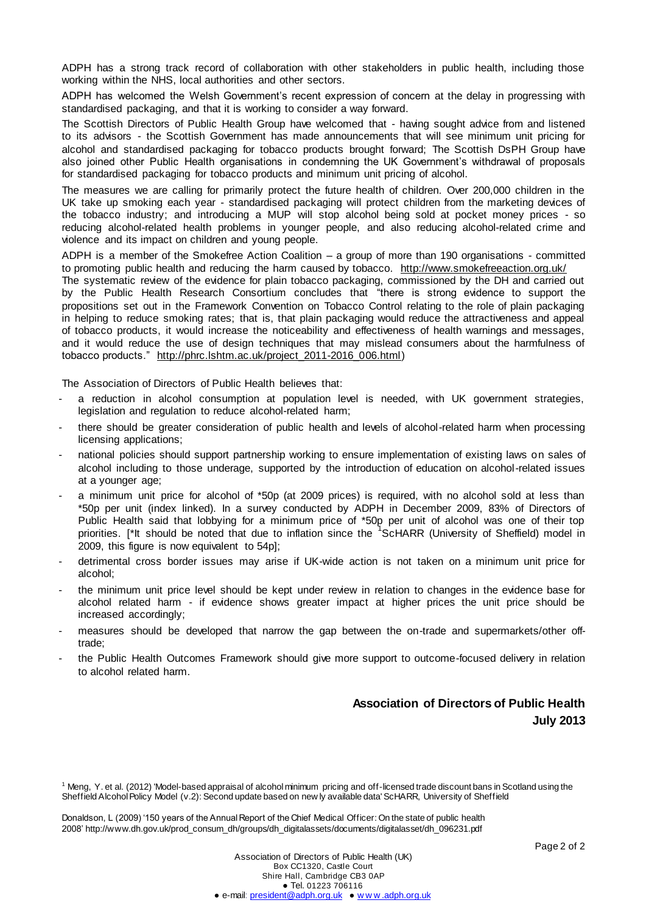ADPH has a strong track record of collaboration with other stakeholders in public health, including those working within the NHS, local authorities and other sectors.

ADPH has welcomed the Welsh Government's recent expression of concern at the delay in progressing with standardised packaging, and that it is working to consider a way forward.

The Scottish Directors of Public Health Group have welcomed that - having sought advice from and listened to its advisors - the Scottish Government has made announcements that will see minimum unit pricing for alcohol and standardised packaging for tobacco products brought forward; The Scottish DsPH Group have also joined other Public Health organisations in condemning the UK Government's withdrawal of proposals for standardised packaging for tobacco products and minimum unit pricing of alcohol.

The measures we are calling for primarily protect the future health of children. Over 200,000 children in the UK take up smoking each year - standardised packaging will protect children from the marketing devices of the tobacco industry; and introducing a MUP will stop alcohol being sold at pocket money prices - so reducing alcohol-related health problems in younger people, and also reducing alcohol-related crime and violence and its impact on children and young people.

ADPH is a member of the Smokefree Action Coalition – a group of more than 190 organisations - committed to promoting public health and reducing the harm caused by tobacco. http://www.smokefreeaction.org.uk/

The systematic review of the evidence for plain tobacco packaging, commissioned by the DH and carried out by the Public Health Research Consortium concludes that "there is strong evidence to support the propositions set out in the Framework Convention on Tobacco Control relating to the role of plain packaging in helping to reduce smoking rates; that is, that plain packaging would reduce the attractiveness and appeal of tobacco products, it would increase the noticeability and effectiveness of health warnings and messages, and it would reduce the use of design techniques that may mislead consumers about the harmfulness of tobacco products." http://phrc.lshtm.ac.uk/project_2011-2016_006.html)

The Association of Directors of Public Health believes that:

- a reduction in alcohol consumption at population level is needed, with UK government strategies, legislation and regulation to reduce alcohol-related harm;
- there should be greater consideration of public health and levels of alcohol-related harm when processing licensing applications;
- national policies should support partnership working to ensure implementation of existing laws on sales of alcohol including to those underage, supported by the introduction of education on alcohol-related issues at a younger age;
- a minimum unit price for alcohol of *50p (at 2009 prices) is required, with no alcohol sold at less than *50p per unit (index linked). In a survey conducted by ADPH in December 2009, 83% of Directors of Public Health said that lobbying for a minimum price of *50p per unit of alcohol was one of their top priorities. [*It should be noted that due to inflation since the [1]ScHARR (University of Sheffield) model in 2009, this figure is now equivalent to 54p];
- detrimental cross border issues may arise if UK-wide action is not taken on a minimum unit price for alcohol;
- the minimum unit price level should be kept under review in relation to changes in the evidence base for alcohol related harm - if evidence shows greater impact at higher prices the unit price should be increased accordingly;
- measures should be developed that narrow the gap between the on-trade and supermarkets/other off-trade;
- the Public Health Outcomes Framework should give more support to outcome-focused delivery in relation to alcohol related harm.

**Association of Directors of Public Health**
**July 2013**

[1] Meng, Y. et al. (2012) 'Model-based appraisal of alcohol minimum pricing and off-licensed trade discount bans in Scotland using the Sheffield Alcohol Policy Model (v.2): Second update based on newly available data' ScHARR, University of Sheffield

Donaldson, L (2009) '150 years of the Annual Report of the Chief Medical Officer: On the state of public health 2008' http://www.dh.gov.uk/prod_consum_dh/groups/dh_digitalassets/documents/digitalasset/dh_096231.pdf

Association of Directors of Public Health (UK)
Box CC1320, Castle Court
Shire Hall, Cambridge CB3 0AP
● Tel. 01223 706116
● e-mail: president@adph.org.uk ● www.adph.org.uk